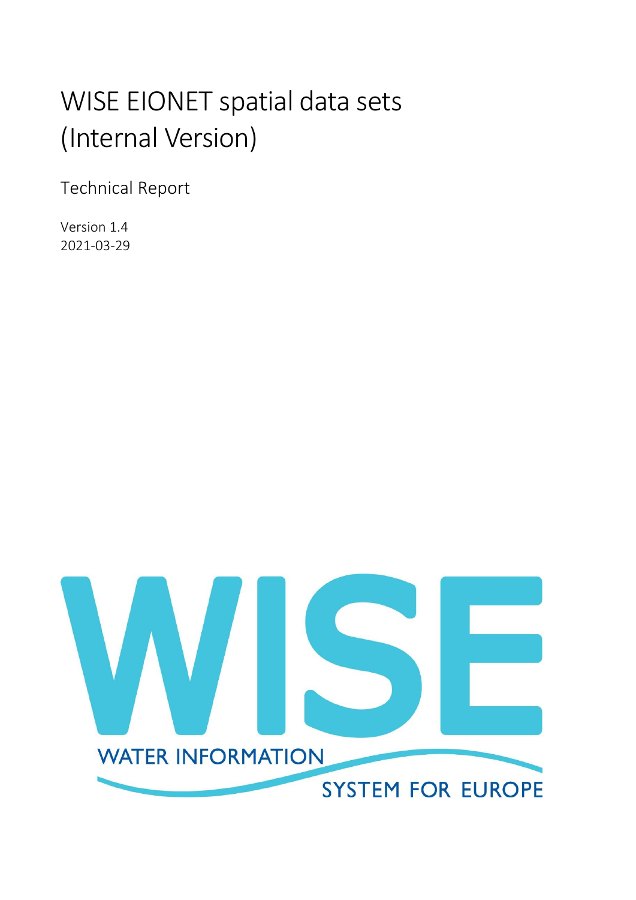# WISE EIONET spatial data sets (Internal Version)

Technical Report

Version 1.4
2021-03-29

WISE
WATER INFORMATION SYSTEM FOR EUROPE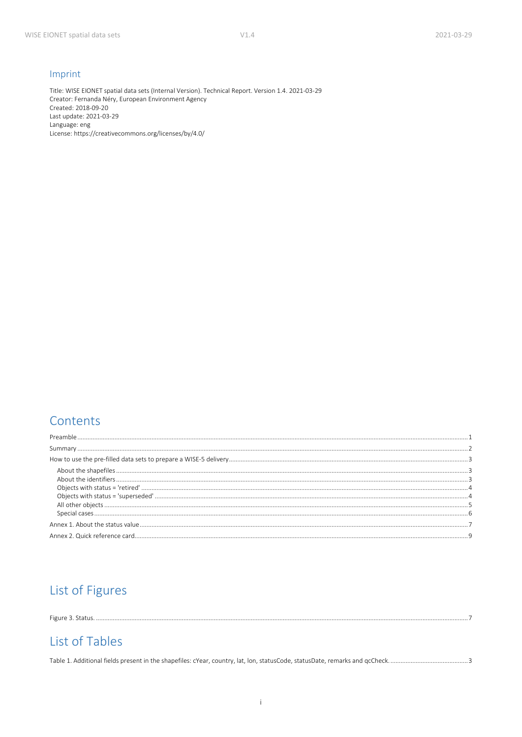## Imprint

Title: WISE EIONET spatial data sets (Internal Version). Technical Report. Version 1.4. 2021-03-29
Creator: Fernanda Néry, European Environment Agency
Created: 2018-09-20
Last update: 2021-03-29
Language: eng
License: https://creativecommons.org/licenses/by/4.0/

## Contents

Preamble ..... 1
Summary ..... 2
How to use the pre-filled data sets to prepare a WISE-5 delivery ..... 3
- About the shapefiles ..... 3
- About the identifiers ..... 3
- Objects with status = 'retired' ..... 4
- Objects with status = 'superseded' ..... 4
- All other objects ..... 5
- Special cases ..... 6

Annex 1. About the status value ..... 7
Annex 2. Quick reference card ..... 9

## List of Figures

Figure 3. Status. ..... 7

## List of Tables

Table 1. Additional fields present in the shapefiles: cYear, country, lat, lon, statusCode, statusDate, remarks and qcCheck. ..... 3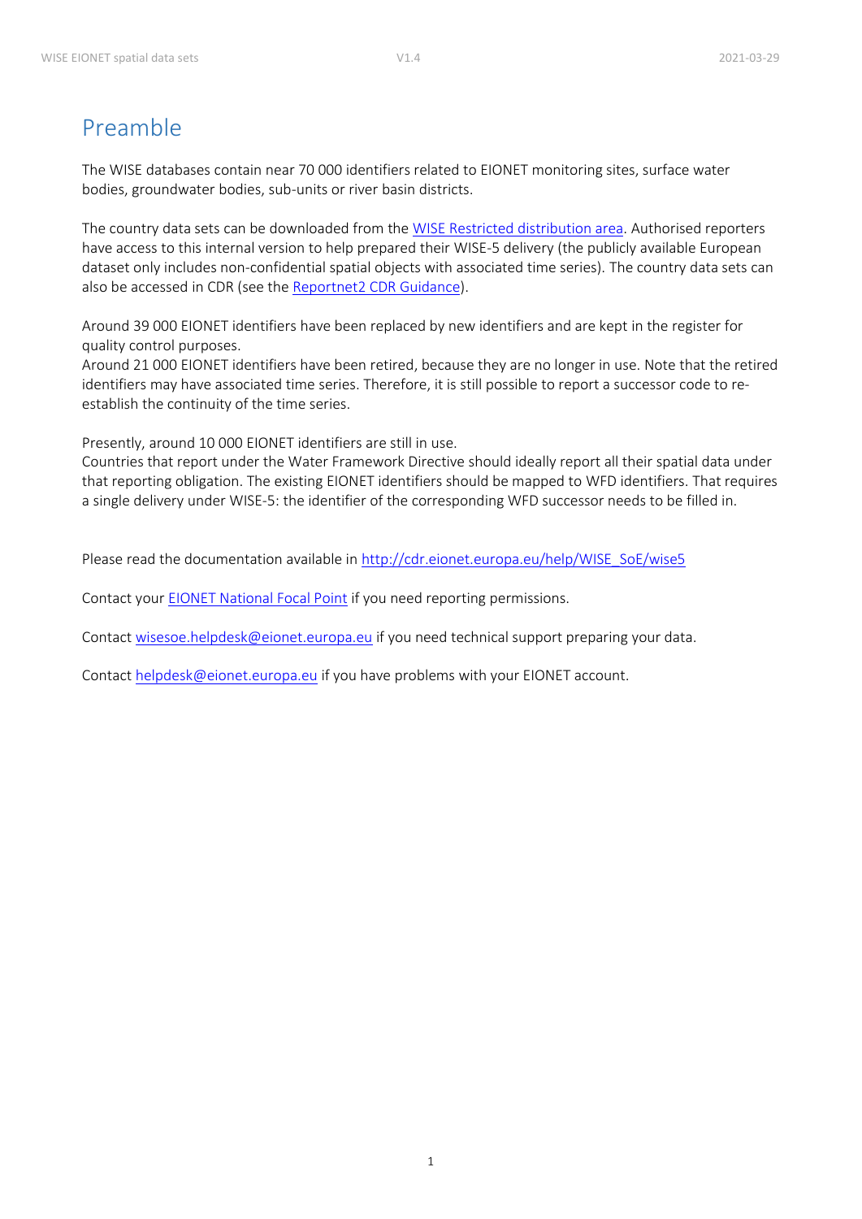# Preamble

The WISE databases contain near 70 000 identifiers related to EIONET monitoring sites, surface water bodies, groundwater bodies, sub-units or river basin districts.

The country data sets can be downloaded from the [WISE Restricted distribution area](). Authorised reporters have access to this internal version to help prepared their WISE-5 delivery (the publicly available European dataset only includes non-confidential spatial objects with associated time series). The country data sets can also be accessed in CDR (see the [Reportnet2 CDR Guidance]()).

Around 39 000 EIONET identifiers have been replaced by new identifiers and are kept in the register for quality control purposes.
Around 21 000 EIONET identifiers have been retired, because they are no longer in use. Note that the retired identifiers may have associated time series. Therefore, it is still possible to report a successor code to re-establish the continuity of the time series.

Presently, around 10 000 EIONET identifiers are still in use.
Countries that report under the Water Framework Directive should ideally report all their spatial data under that reporting obligation. The existing EIONET identifiers should be mapped to WFD identifiers. That requires a single delivery under WISE-5: the identifier of the corresponding WFD successor needs to be filled in.

Please read the documentation available in [http://cdr.eionet.europa.eu/help/WISE_SoE/wise5](http://cdr.eionet.europa.eu/help/WISE_SoE/wise5)

Contact your [EIONET National Focal Point]() if you need reporting permissions.

Contact [wisesoe.helpdesk@eionet.europa.eu](mailto:wisesoe.helpdesk@eionet.europa.eu) if you need technical support preparing your data.

Contact [helpdesk@eionet.europa.eu](mailto:helpdesk@eionet.europa.eu) if you have problems with your EIONET account.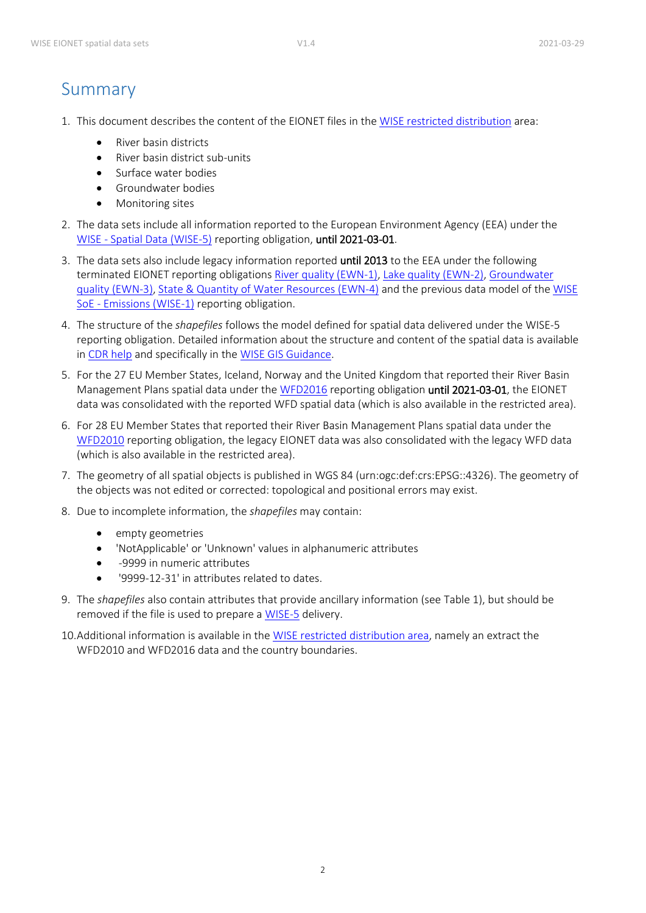# Summary

1. This document describes the content of the EIONET files in the WISE restricted distribution area:
   - River basin districts
   - River basin district sub-units
   - Surface water bodies
   - Groundwater bodies
   - Monitoring sites
2. The data sets include all information reported to the European Environment Agency (EEA) under the WISE - Spatial Data (WISE-5) reporting obligation, **until 2021-03-01**.
3. The data sets also include legacy information reported **until 2013** to the EEA under the following terminated EIONET reporting obligations River quality (EWN-1), Lake quality (EWN-2), Groundwater quality (EWN-3), State & Quantity of Water Resources (EWN-4) and the previous data model of the WISE SoE - Emissions (WISE-1) reporting obligation.
4. The structure of the *shapefiles* follows the model defined for spatial data delivered under the WISE-5 reporting obligation. Detailed information about the structure and content of the spatial data is available in CDR help and specifically in the WISE GIS Guidance.
5. For the 27 EU Member States, Iceland, Norway and the United Kingdom that reported their River Basin Management Plans spatial data under the WFD2016 reporting obligation **until 2021-03-01**, the EIONET data was consolidated with the reported WFD spatial data (which is also available in the restricted area).
6. For 28 EU Member States that reported their River Basin Management Plans spatial data under the WFD2010 reporting obligation, the legacy EIONET data was also consolidated with the legacy WFD data (which is also available in the restricted area).
7. The geometry of all spatial objects is published in WGS 84 (urn:ogc:def:crs:EPSG::4326). The geometry of the objects was not edited or corrected: topological and positional errors may exist.
8. Due to incomplete information, the *shapefiles* may contain:
   - empty geometries
   - 'NotApplicable' or 'Unknown' values in alphanumeric attributes
   - -9999 in numeric attributes
   - '9999-12-31' in attributes related to dates.
9. The *shapefiles* also contain attributes that provide ancillary information (see Table 1), but should be removed if the file is used to prepare a WISE-5 delivery.
10. Additional information is available in the WISE restricted distribution area, namely an extract the WFD2010 and WFD2016 data and the country boundaries.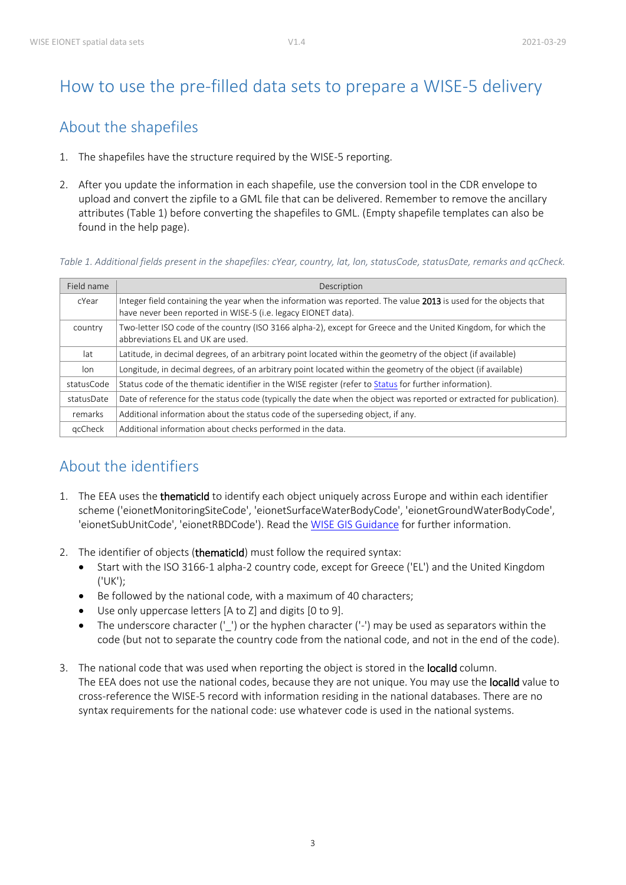# How to use the pre-filled data sets to prepare a WISE-5 delivery

## About the shapefiles

1. The shapefiles have the structure required by the WISE-5 reporting.

2. After you update the information in each shapefile, use the conversion tool in the CDR envelope to upload and convert the zipfile to a GML file that can be delivered. Remember to remove the ancillary attributes (Table 1) before converting the shapefiles to GML. (Empty shapefile templates can also be found in the help page).

*Table 1. Additional fields present in the shapefiles: cYear, country, lat, lon, statusCode, statusDate, remarks and qcCheck.*

| Field name | Description |
|---|---|
| cYear | Integer field containing the year when the information was reported. The value **2013** is used for the objects that have never been reported in WISE-5 (i.e. legacy EIONET data). |
| country | Two-letter ISO code of the country (ISO 3166 alpha-2), except for Greece and the United Kingdom, for which the abbreviations EL and UK are used. |
| lat | Latitude, in decimal degrees, of an arbitrary point located within the geometry of the object (if available) |
| lon | Longitude, in decimal degrees, of an arbitrary point located within the geometry of the object (if available) |
| statusCode | Status code of the thematic identifier in the WISE register (refer to Status for further information). |
| statusDate | Date of reference for the status code (typically the date when the object was reported or extracted for publication). |
| remarks | Additional information about the status code of the superseding object, if any. |
| qcCheck | Additional information about checks performed in the data. |

## About the identifiers

1. The EEA uses the **thematicId** to identify each object uniquely across Europe and within each identifier scheme ('eionetMonitoringSiteCode', 'eionetSurfaceWaterBodyCode', 'eionetGroundWaterBodyCode', 'eionetSubUnitCode', 'eionetRBDCode'). Read the WISE GIS Guidance for further information.

2. The identifier of objects (**thematicId**) must follow the required syntax:
   - Start with the ISO 3166-1 alpha-2 country code, except for Greece ('EL') and the United Kingdom ('UK');
   - Be followed by the national code, with a maximum of 40 characters;
   - Use only uppercase letters [A to Z] and digits [0 to 9].
   - The underscore character ('_') or the hyphen character ('-') may be used as separators within the code (but not to separate the country code from the national code, and not in the end of the code).

3. The national code that was used when reporting the object is stored in the **localId** column.
   The EEA does not use the national codes, because they are not unique. You may use the **localId** value to cross-reference the WISE-5 record with information residing in the national databases. There are no syntax requirements for the national code: use whatever code is used in the national systems.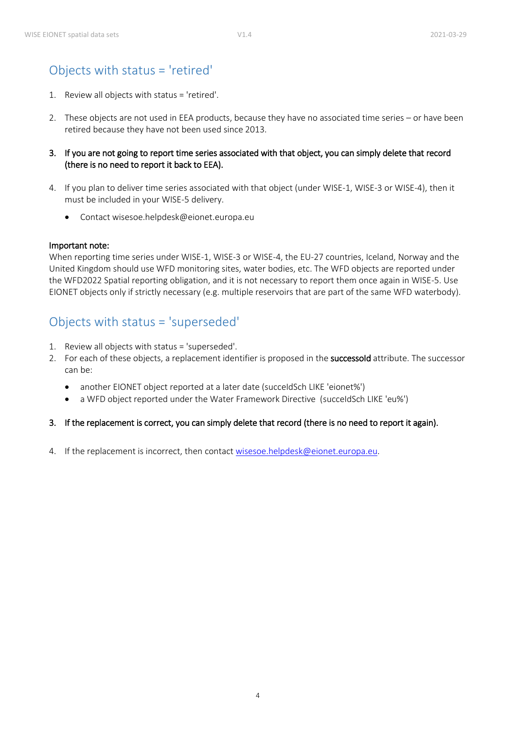# Objects with status = 'retired'

1. Review all objects with status = 'retired'.

2. These objects are not used in EEA products, because they have no associated time series – or have been retired because they have not been used since 2013.

3. **If you are not going to report time series associated with that object, you can simply delete that record (there is no need to report it back to EEA).**

4. If you plan to deliver time series associated with that object (under WISE-1, WISE-3 or WISE-4), then it must be included in your WISE-5 delivery.

   - Contact wisesoe.helpdesk@eionet.europa.eu

**Important note:**
When reporting time series under WISE-1, WISE-3 or WISE-4, the EU-27 countries, Iceland, Norway and the United Kingdom should use WFD monitoring sites, water bodies, etc. The WFD objects are reported under the WFD2022 Spatial reporting obligation, and it is not necessary to report them once again in WISE-5. Use EIONET objects only if strictly necessary (e.g. multiple reservoirs that are part of the same WFD waterbody).

# Objects with status = 'superseded'

1. Review all objects with status = 'superseded'.
2. For each of these objects, a replacement identifier is proposed in the **successoId** attribute. The successor can be:
   - another EIONET object reported at a later date (succeIdSch LIKE 'eionet%')
   - a WFD object reported under the Water Framework Directive (succeIdSch LIKE 'eu%')

3. **If the replacement is correct, you can simply delete that record (there is no need to report it again).**

4. If the replacement is incorrect, then contact wisesoe.helpdesk@eionet.europa.eu.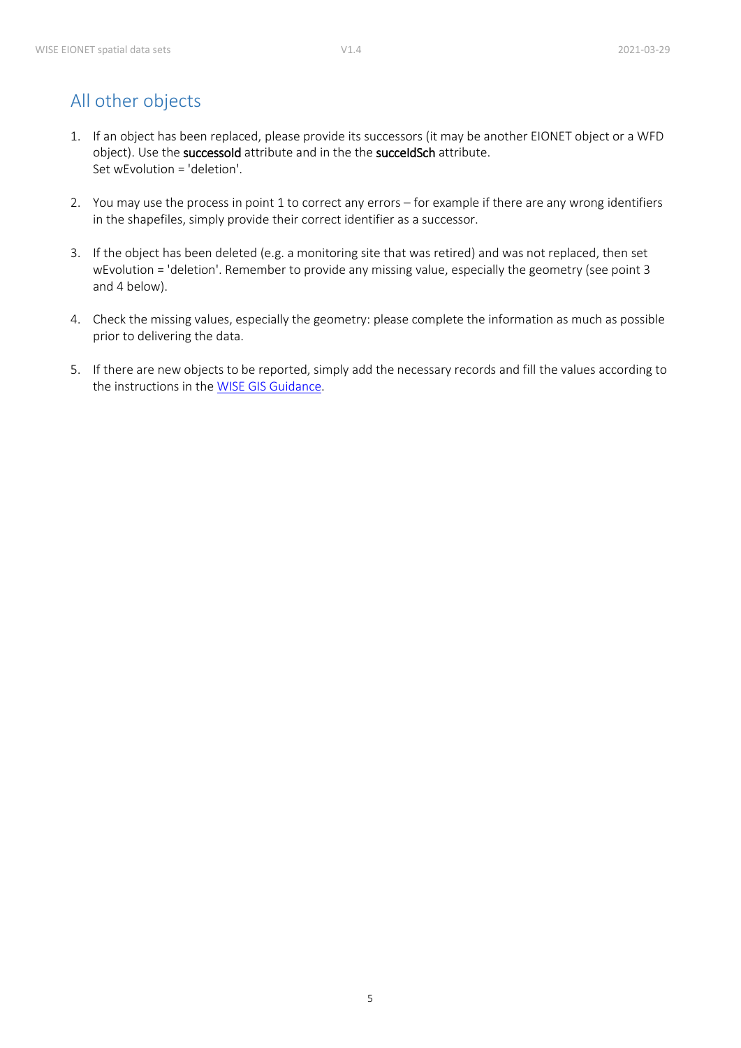## All other objects

1. If an object has been replaced, please provide its successors (it may be another EIONET object or a WFD object). Use the **successold** attribute and in the the **succeIdSch** attribute.
   Set wEvolution = 'deletion'.

2. You may use the process in point 1 to correct any errors – for example if there are any wrong identifiers in the shapefiles, simply provide their correct identifier as a successor.

3. If the object has been deleted (e.g. a monitoring site that was retired) and was not replaced, then set wEvolution = 'deletion'. Remember to provide any missing value, especially the geometry (see point 3 and 4 below).

4. Check the missing values, especially the geometry: please complete the information as much as possible prior to delivering the data.

5. If there are new objects to be reported, simply add the necessary records and fill the values according to the instructions in the WISE GIS Guidance.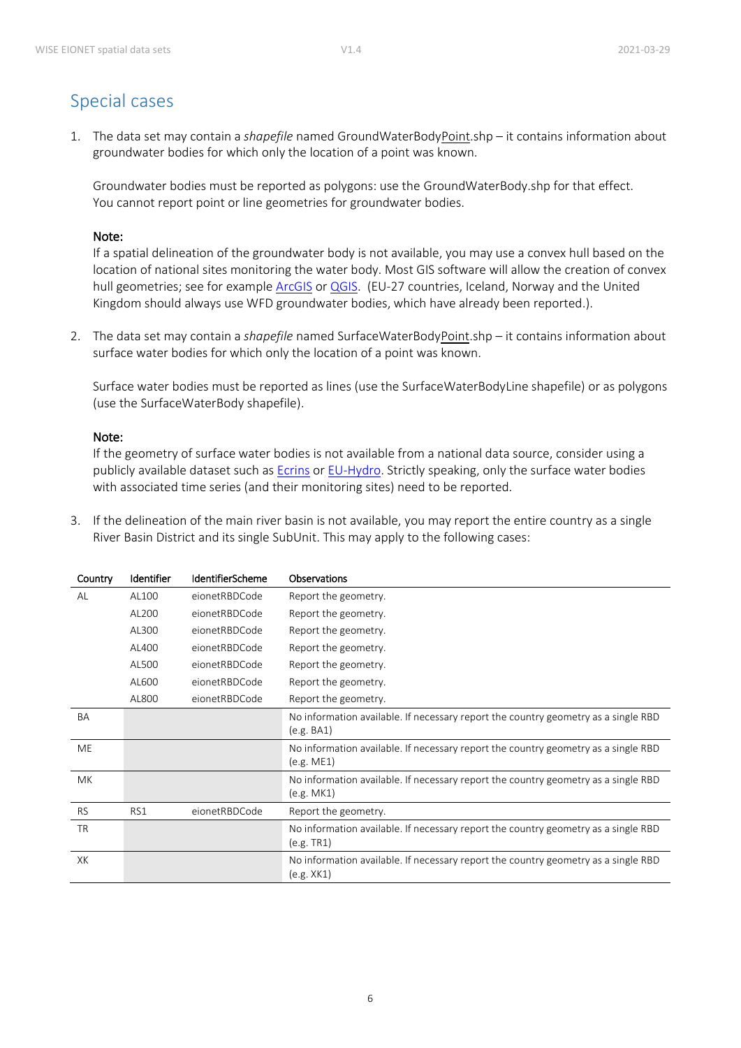## Special cases

1. The data set may contain a *shapefile* named GroundWaterBodyPoint.shp – it contains information about groundwater bodies for which only the location of a point was known.

   Groundwater bodies must be reported as polygons: use the GroundWaterBody.shp for that effect. You cannot report point or line geometries for groundwater bodies.

   **Note:**
   If a spatial delineation of the groundwater body is not available, you may use a convex hull based on the location of national sites monitoring the water body. Most GIS software will allow the creation of convex hull geometries; see for example ArcGIS or QGIS. (EU-27 countries, Iceland, Norway and the United Kingdom should always use WFD groundwater bodies, which have already been reported.).

2. The data set may contain a *shapefile* named SurfaceWaterBodyPoint.shp – it contains information about surface water bodies for which only the location of a point was known.

   Surface water bodies must be reported as lines (use the SurfaceWaterBodyLine shapefile) or as polygons (use the SurfaceWaterBody shapefile).

   **Note:**
   If the geometry of surface water bodies is not available from a national data source, consider using a publicly available dataset such as Ecrins or EU-Hydro. Strictly speaking, only the surface water bodies with associated time series (and their monitoring sites) need to be reported.

3. If the delineation of the main river basin is not available, you may report the entire country as a single River Basin District and its single SubUnit. This may apply to the following cases:

| Country | Identifier | IdentifierScheme | Observations |
|---|---|---|---|
| AL | AL100 | eionetRBDCode | Report the geometry. |
| | AL200 | eionetRBDCode | Report the geometry. |
| | AL300 | eionetRBDCode | Report the geometry. |
| | AL400 | eionetRBDCode | Report the geometry. |
| | AL500 | eionetRBDCode | Report the geometry. |
| | AL600 | eionetRBDCode | Report the geometry. |
| | AL800 | eionetRBDCode | Report the geometry. |
| BA | | | No information available. If necessary report the country geometry as a single RBD (e.g. BA1) |
| ME | | | No information available. If necessary report the country geometry as a single RBD (e.g. ME1) |
| MK | | | No information available. If necessary report the country geometry as a single RBD (e.g. MK1) |
| RS | RS1 | eionetRBDCode | Report the geometry. |
| TR | | | No information available. If necessary report the country geometry as a single RBD (e.g. TR1) |
| XK | | | No information available. If necessary report the country geometry as a single RBD (e.g. XK1) |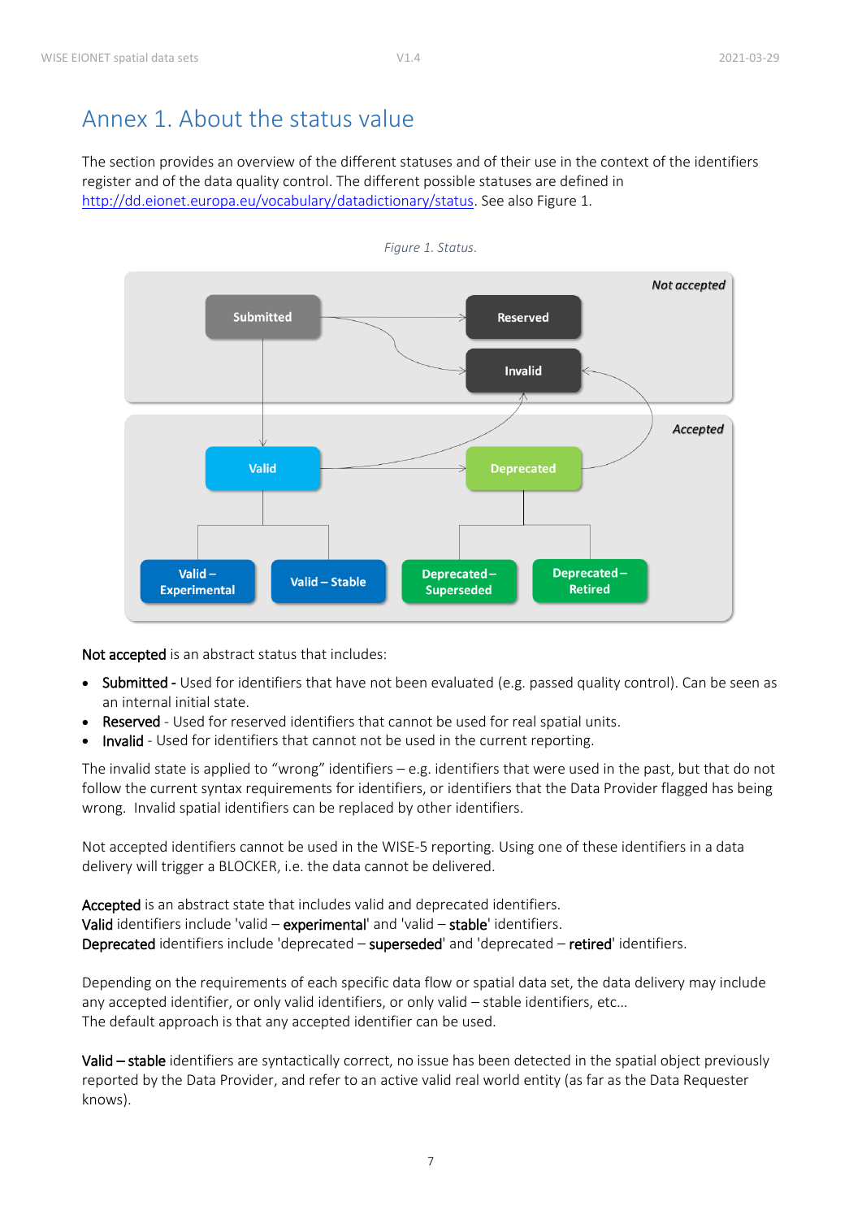# Annex 1. About the status value

The section provides an overview of the different statuses and of their use in the context of the identifiers register and of the data quality control. The different possible statuses are defined in http://dd.eionet.europa.eu/vocabulary/datadictionary/status. See also Figure 1.

*Figure 1. Status.*

**Not accepted** is an abstract status that includes:

- **Submitted -** Used for identifiers that have not been evaluated (e.g. passed quality control). Can be seen as an internal initial state.
- **Reserved** - Used for reserved identifiers that cannot be used for real spatial units.
- **Invalid** - Used for identifiers that cannot not be used in the current reporting.

The invalid state is applied to "wrong" identifiers – e.g. identifiers that were used in the past, but that do not follow the current syntax requirements for identifiers, or identifiers that the Data Provider flagged has being wrong. Invalid spatial identifiers can be replaced by other identifiers.

Not accepted identifiers cannot be used in the WISE-5 reporting. Using one of these identifiers in a data delivery will trigger a BLOCKER, i.e. the data cannot be delivered.

**Accepted** is an abstract state that includes valid and deprecated identifiers.
**Valid** identifiers include 'valid – **experimental**' and 'valid – **stable**' identifiers.
**Deprecated** identifiers include 'deprecated – **superseded**' and 'deprecated – **retired**' identifiers.

Depending on the requirements of each specific data flow or spatial data set, the data delivery may include any accepted identifier, or only valid identifiers, or only valid – stable identifiers, etc…
The default approach is that any accepted identifier can be used.

**Valid – stable** identifiers are syntactically correct, no issue has been detected in the spatial object previously reported by the Data Provider, and refer to an active valid real world entity (as far as the Data Requester knows).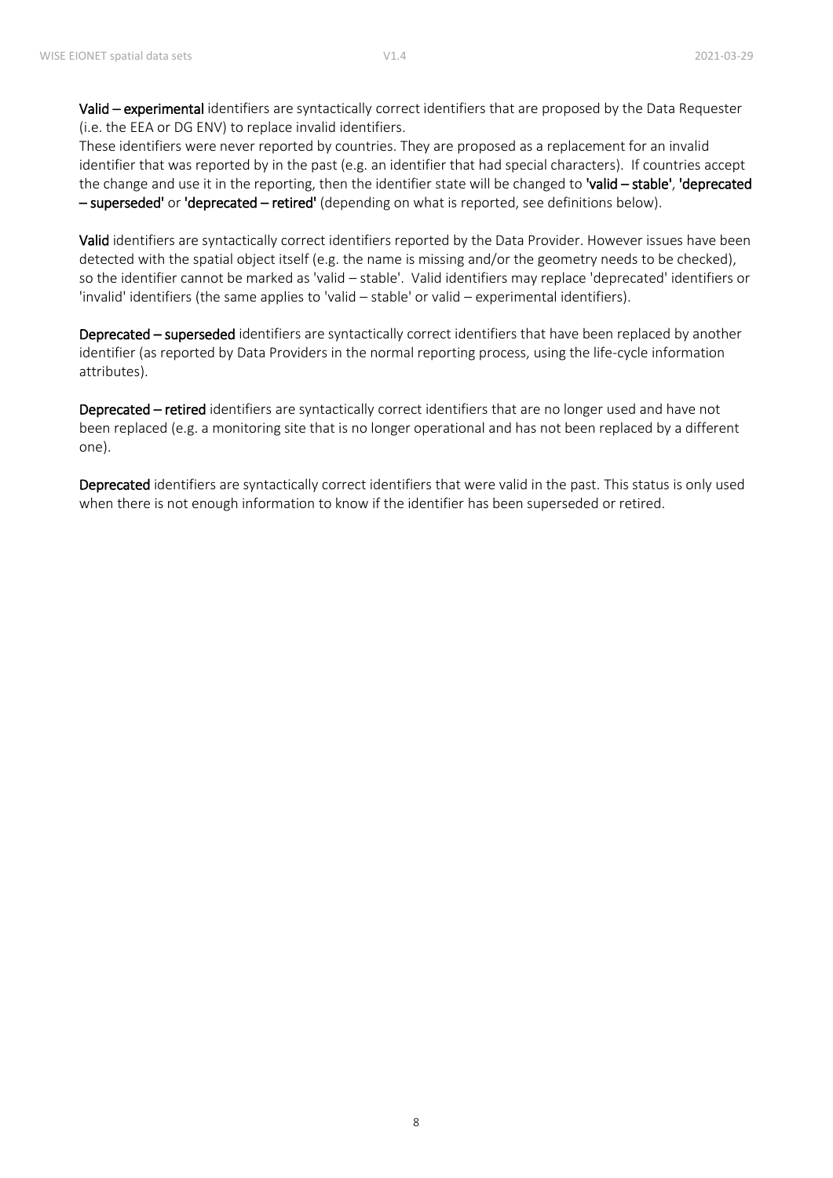**Valid – experimental** identifiers are syntactically correct identifiers that are proposed by the Data Requester (i.e. the EEA or DG ENV) to replace invalid identifiers.
These identifiers were never reported by countries. They are proposed as a replacement for an invalid identifier that was reported by in the past (e.g. an identifier that had special characters). If countries accept the change and use it in the reporting, then the identifier state will be changed to **'valid – stable'**, **'deprecated – superseded'** or **'deprecated – retired'** (depending on what is reported, see definitions below).

**Valid** identifiers are syntactically correct identifiers reported by the Data Provider. However issues have been detected with the spatial object itself (e.g. the name is missing and/or the geometry needs to be checked), so the identifier cannot be marked as 'valid – stable'. Valid identifiers may replace 'deprecated' identifiers or 'invalid' identifiers (the same applies to 'valid – stable' or valid – experimental identifiers).

**Deprecated – superseded** identifiers are syntactically correct identifiers that have been replaced by another identifier (as reported by Data Providers in the normal reporting process, using the life-cycle information attributes).

**Deprecated – retired** identifiers are syntactically correct identifiers that are no longer used and have not been replaced (e.g. a monitoring site that is no longer operational and has not been replaced by a different one).

**Deprecated** identifiers are syntactically correct identifiers that were valid in the past. This status is only used when there is not enough information to know if the identifier has been superseded or retired.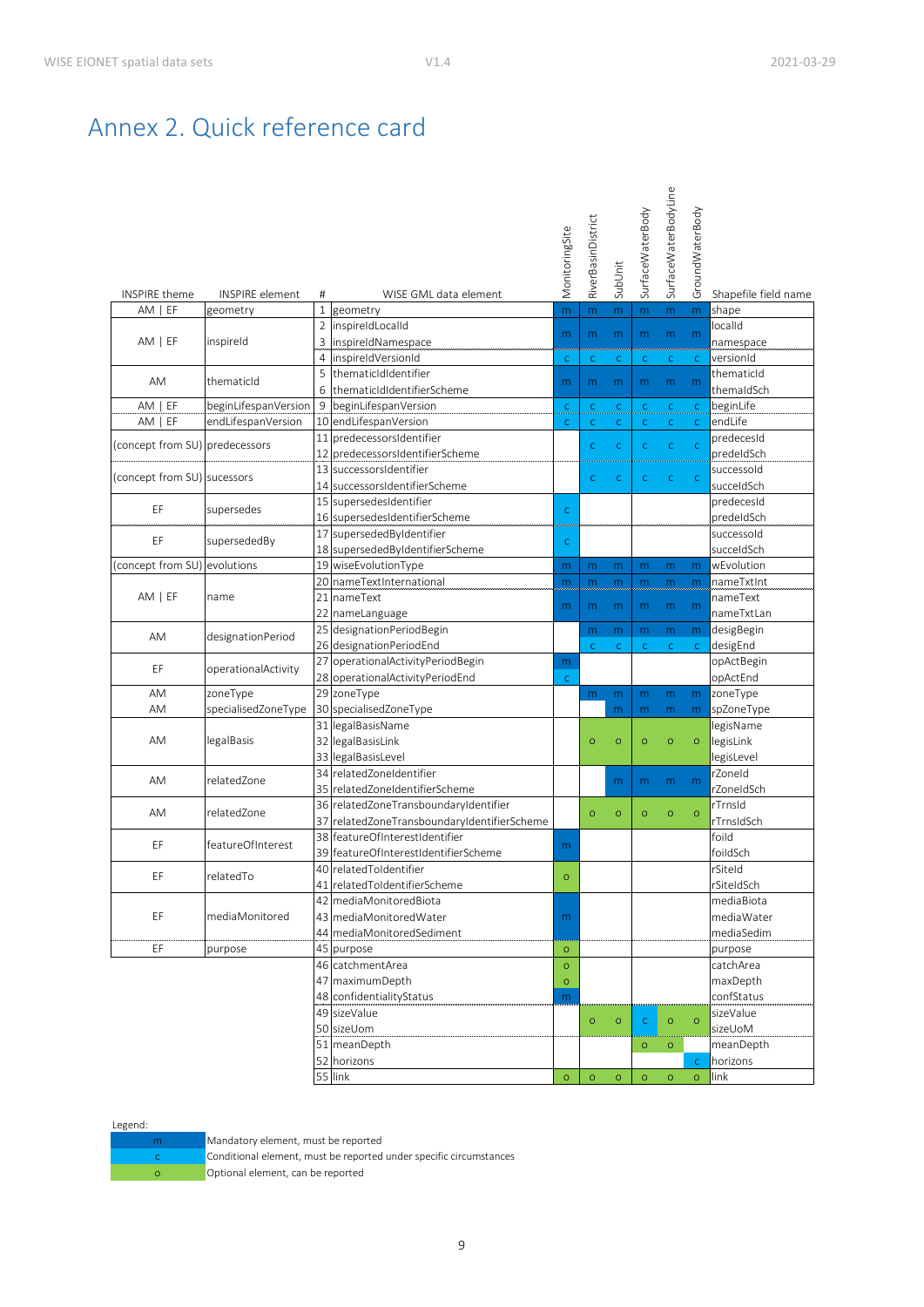# Annex 2. Quick reference card

| INSPIRE theme | INSPIRE element | # | WISE GML data element | MonitoringSite | RiverBasinDistrict | SubUnit | SurfaceWaterBody | SurfaceWaterBodyLine | GroundWaterBody | Shapefile field name |
|---|---|---|---|---|---|---|---|---|---|---|
| AM \| EF | geometry | 1 | geometry | m | m | m | m | m | m | shape |
| AM \| EF | inspireId | 2 | inspireIdLocalId | m | m | m | m | m | m | localId |
| | | 3 | inspireIdNamespace | m | m | m | m | m | m | namespace |
| | | 4 | inspireIdVersionId | c | c | c | c | c | c | versionId |
| AM | thematicId | 5 | thematicIdIdentifier | m | m | m | m | m | m | thematicId |
| | | 6 | thematicIdIdentifierScheme | m | m | m | m | m | m | themaIdSch |
| AM \| EF | beginLifespanVersion | 9 | beginLifespanVersion | c | c | c | c | c | c | beginLife |
| AM \| EF | endLifespanVersion | 10 | endLifespanVersion | c | c | c | c | c | c | endLife |
| (concept from SU) | predecessors | 11 | predecessorsIdentifier | | c | c | c | c | c | predecesId |
| | | 12 | predecessorsIdentifierScheme | | c | c | c | c | c | predeIdSch |
| (concept from SU) | sucessors | 13 | successorsIdentifier | | c | c | c | c | c | successoId |
| | | 14 | successorsIdentifierScheme | | c | c | c | c | c | succeIdSch |
| EF | supersedes | 15 | supersedesIdentifier | c | | | | | | predecesId |
| | | 16 | supersedesIdentifierScheme | c | | | | | | predeIdSch |
| EF | supersededBy | 17 | supersededByIdentifier | c | | | | | | successoId |
| | | 18 | supersededByIdentifierScheme | c | | | | | | succeIdSch |
| (concept from SU) | evolutions | 19 | wiseEvolutionType | m | m | m | m | m | m | wEvolution |
| AM \| EF | name | 20 | nameTextInternational | m | m | m | m | m | m | nameTxtInt |
| | | 21 | nameText | m | m | m | m | m | m | nameText |
| | | 22 | nameLanguage | m | m | m | m | m | m | nameTxtLan |
| AM | designationPeriod | 25 | designationPeriodBegin | | m | m | m | m | m | desigBegin |
| | | 26 | designationPeriodEnd | | c | c | c | c | c | desigEnd |
| EF | operationalActivity | 27 | operationalActivityPeriodBegin | m | | | | | | opActBegin |
| | | 28 | operationalActivityPeriodEnd | c | | | | | | opActEnd |
| AM | zoneType | 29 | zoneType | | m | m | m | m | m | zoneType |
| AM | specialisedZoneType | 30 | specialisedZoneType | | | m | m | m | m | spZoneType |
| AM | legalBasis | 31 | legalBasisName | | o | o | o | o | o | legisName |
| | | 32 | legalBasisLink | | o | o | o | o | o | legisLink |
| | | 33 | legalBasisLevel | | o | o | o | o | o | legisLevel |
| AM | relatedZone | 34 | relatedZoneIdentifier | | | m | m | m | m | rZoneId |
| | | 35 | relatedZoneIdentifierScheme | | | m | m | m | m | rZoneIdSch |
| AM | relatedZone | 36 | relatedZoneTransboundaryIdentifier | | o | o | o | o | o | rTrnsId |
| | | 37 | relatedZoneTransboundaryIdentifierScheme | | o | o | o | o | o | rTrnsIdSch |
| EF | featureOfInterest | 38 | featureOfInterestIdentifier | m | | | | | | foiId |
| | | 39 | featureOfInterestIdentifierScheme | m | | | | | | foiIdSch |
| EF | relatedTo | 40 | relatedToIdentifier | o | | | | | | rSiteId |
| | | 41 | relatedToIdentifierScheme | o | | | | | | rSiteIdSch |
| EF | mediaMonitored | 42 | mediaMonitoredBiota | m | | | | | | mediaBiota |
| | | 43 | mediaMonitoredWater | m | | | | | | mediaWater |
| | | 44 | mediaMonitoredSediment | m | | | | | | mediaSedim |
| EF | purpose | 45 | purpose | o | | | | | | purpose |
| | | 46 | catchmentArea | o | | | | | | catchArea |
| | | 47 | maximumDepth | o | | | | | | maxDepth |
| | | 48 | confidentialityStatus | m | | | | | | confStatus |
| | | 49 | sizeValue | | o | o | c | o | o | sizeValue |
| | | 50 | sizeUom | | o | o | c | o | o | sizeUoM |
| | | 51 | meanDepth | | | | o | o | | meanDepth |
| | | 52 | horizons | | | | | | c | horizons |
| | | 55 | link | o | o | o | o | o | o | link |

Legend:

| | |
|---|---|
| m | Mandatory element, must be reported |
| c | Conditional element, must be reported under specific circumstances |
| o | Optional element, can be reported |